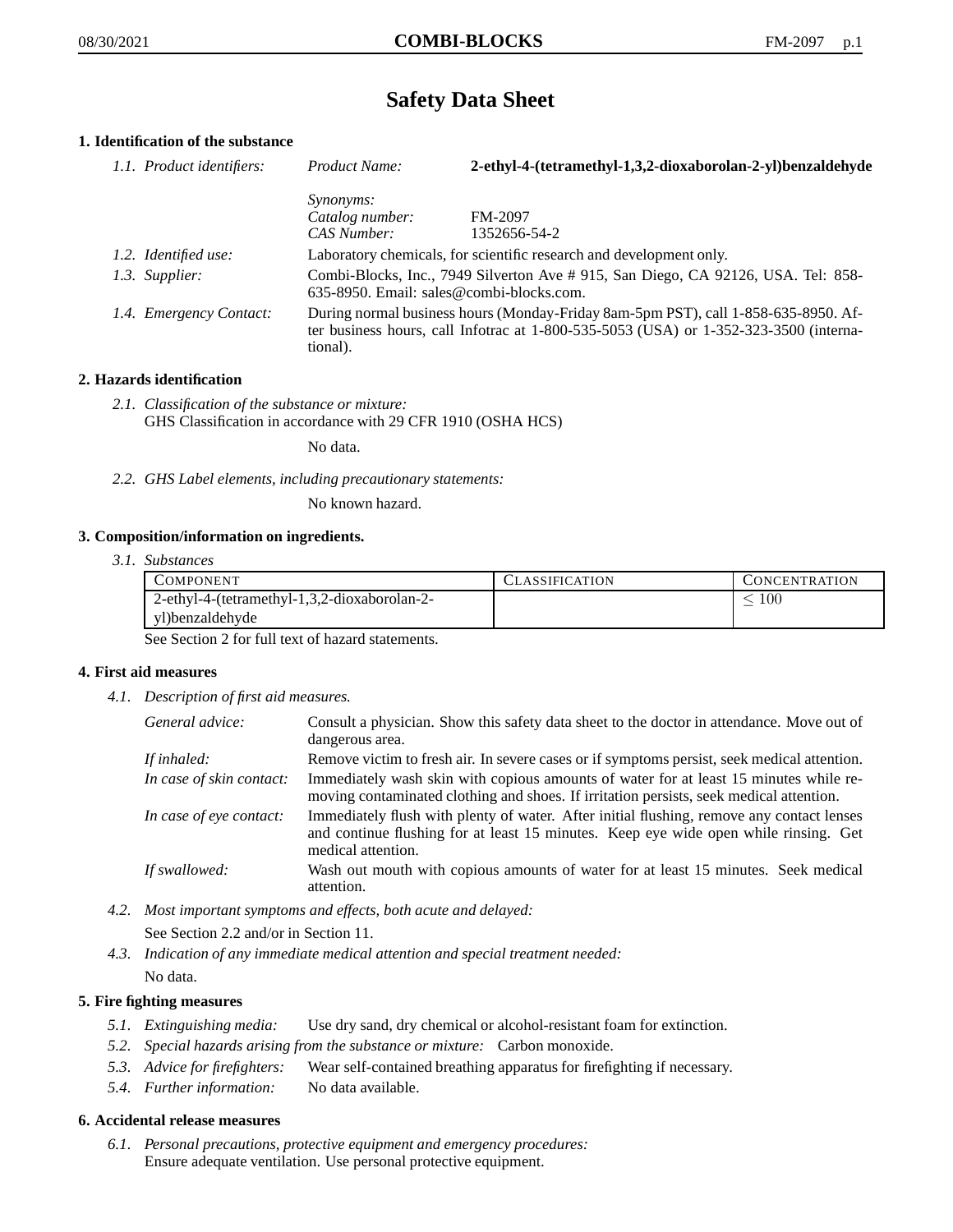# Safety Data Sheet

## 1. Identification of the substance

*1.1. Product identifiers:*

| | | |
|---|---|---|
| | *Product Name:* | **2-ethyl-4-(tetramethyl-1,3,2-dioxaborolan-2-yl)benzaldehyde** |
| | *Synonyms:* | |
| | *Catalog number:* | FM-2097 |
| | *CAS Number:* | 1352656-54-2 |

*1.2. Identified use:* Laboratory chemicals, for scientific research and development only.

*1.3. Supplier:* Combi-Blocks, Inc., 7949 Silverton Ave # 915, San Diego, CA 92126, USA. Tel: 858-635-8950. Email: sales@combi-blocks.com.

*1.4. Emergency Contact:* During normal business hours (Monday-Friday 8am-5pm PST), call 1-858-635-8950. After business hours, call Infotrac at 1-800-535-5053 (USA) or 1-352-323-3500 (international).

## 2. Hazards identification

*2.1. Classification of the substance or mixture:*
GHS Classification in accordance with 29 CFR 1910 (OSHA HCS)

No data.

*2.2. GHS Label elements, including precautionary statements:*

No known hazard.

## 3. Composition/information on ingredients.

*3.1. Substances*

| Component | Classification | Concentration |
|---|---|---|
| 2-ethyl-4-(tetramethyl-1,3,2-dioxaborolan-2-yl)benzaldehyde | | $\leq 100$ |

See Section 2 for full text of hazard statements.

## 4. First aid measures

*4.1. Description of first aid measures.*

*General advice:* Consult a physician. Show this safety data sheet to the doctor in attendance. Move out of dangerous area.

*If inhaled:* Remove victim to fresh air. In severe cases or if symptoms persist, seek medical attention.

*In case of skin contact:* Immediately wash skin with copious amounts of water for at least 15 minutes while removing contaminated clothing and shoes. If irritation persists, seek medical attention.

*In case of eye contact:* Immediately flush with plenty of water. After initial flushing, remove any contact lenses and continue flushing for at least 15 minutes. Keep eye wide open while rinsing. Get medical attention.

*If swallowed:* Wash out mouth with copious amounts of water for at least 15 minutes. Seek medical attention.

*4.2. Most important symptoms and effects, both acute and delayed:*

See Section 2.2 and/or in Section 11.

*4.3. Indication of any immediate medical attention and special treatment needed:*

No data.

## 5. Fire fighting measures

*5.1. Extinguishing media:* Use dry sand, dry chemical or alcohol-resistant foam for extinction.

*5.2. Special hazards arising from the substance or mixture:* Carbon monoxide.

*5.3. Advice for firefighters:* Wear self-contained breathing apparatus for firefighting if necessary.

*5.4. Further information:* No data available.

## 6. Accidental release measures

*6.1. Personal precautions, protective equipment and emergency procedures:*
Ensure adequate ventilation. Use personal protective equipment.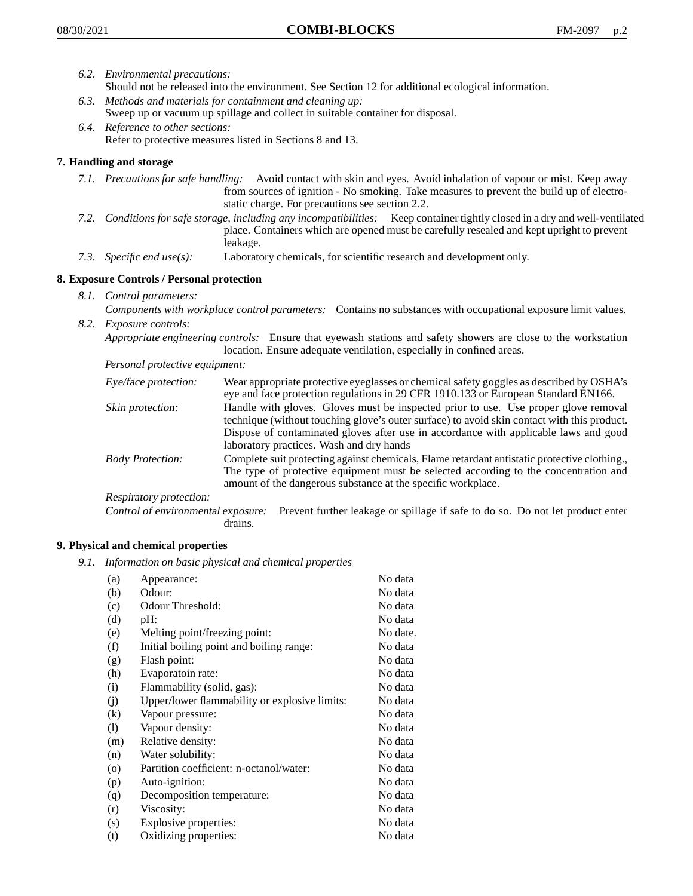*6.2. Environmental precautions:*
Should not be released into the environment. See Section 12 for additional ecological information.

*6.3. Methods and materials for containment and cleaning up:*
Sweep up or vacuum up spillage and collect in suitable container for disposal.

*6.4. Reference to other sections:*
Refer to protective measures listed in Sections 8 and 13.

## 7. Handling and storage

*7.1. Precautions for safe handling:* Avoid contact with skin and eyes. Avoid inhalation of vapour or mist. Keep away from sources of ignition - No smoking. Take measures to prevent the build up of electrostatic charge. For precautions see section 2.2.

*7.2. Conditions for safe storage, including any incompatibilities:* Keep container tightly closed in a dry and well-ventilated place. Containers which are opened must be carefully resealed and kept upright to prevent leakage.

*7.3. Specific end use(s):* Laboratory chemicals, for scientific research and development only.

## 8. Exposure Controls / Personal protection

*8.1. Control parameters:*
*Components with workplace control parameters:* Contains no substances with occupational exposure limit values.

*8.2. Exposure controls:*
*Appropriate engineering controls:* Ensure that eyewash stations and safety showers are close to the workstation location. Ensure adequate ventilation, especially in confined areas.

*Personal protective equipment:*

*Eye/face protection:* Wear appropriate protective eyeglasses or chemical safety goggles as described by OSHA's eye and face protection regulations in 29 CFR 1910.133 or European Standard EN166.

*Skin protection:* Handle with gloves. Gloves must be inspected prior to use. Use proper glove removal technique (without touching glove's outer surface) to avoid skin contact with this product. Dispose of contaminated gloves after use in accordance with applicable laws and good laboratory practices. Wash and dry hands

*Body Protection:* Complete suit protecting against chemicals, Flame retardant antistatic protective clothing., The type of protective equipment must be selected according to the concentration and amount of the dangerous substance at the specific workplace.

*Respiratory protection:*

*Control of environmental exposure:* Prevent further leakage or spillage if safe to do so. Do not let product enter drains.

## 9. Physical and chemical properties

*9.1. Information on basic physical and chemical properties*

| | | |
|---|---|---|
| (a) | Appearance: | No data |
| (b) | Odour: | No data |
| (c) | Odour Threshold: | No data |
| (d) | pH: | No data |
| (e) | Melting point/freezing point: | No date. |
| (f) | Initial boiling point and boiling range: | No data |
| (g) | Flash point: | No data |
| (h) | Evaporatoin rate: | No data |
| (i) | Flammability (solid, gas): | No data |
| (j) | Upper/lower flammability or explosive limits: | No data |
| (k) | Vapour pressure: | No data |
| (l) | Vapour density: | No data |
| (m) | Relative density: | No data |
| (n) | Water solubility: | No data |
| (o) | Partition coefficient: n-octanol/water: | No data |
| (p) | Auto-ignition: | No data |
| (q) | Decomposition temperature: | No data |
| (r) | Viscosity: | No data |
| (s) | Explosive properties: | No data |
| (t) | Oxidizing properties: | No data |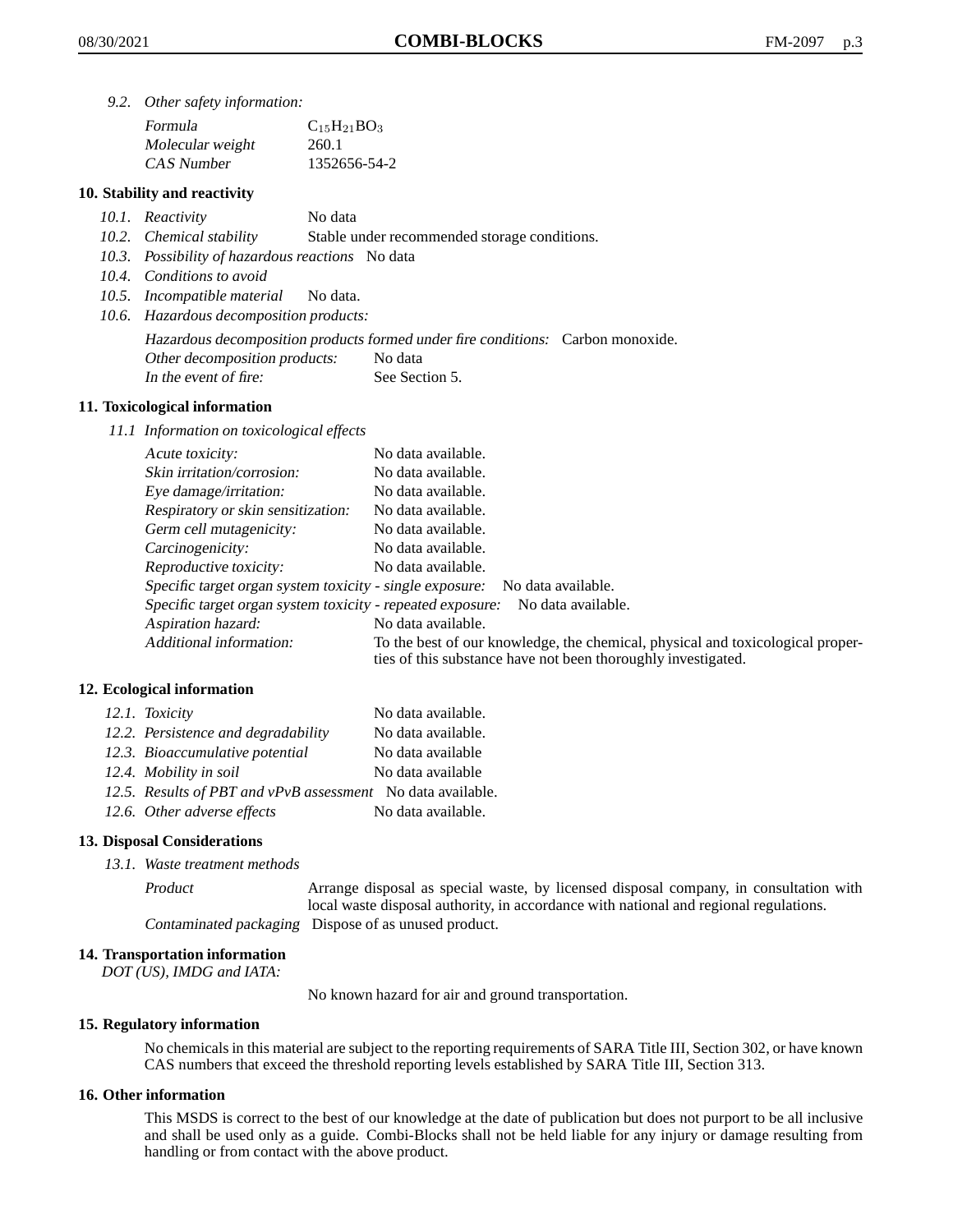*9.2. Other safety information:*

| | |
|---|---|
| *Formula* | $C_{15}H_{21}BO_3$ |
| *Molecular weight* | 260.1 |
| *CAS Number* | 1352656-54-2 |

## 10. Stability and reactivity

*10.1. Reactivity* No data

*10.2. Chemical stability* Stable under recommended storage conditions.

*10.3. Possibility of hazardous reactions* No data

*10.4. Conditions to avoid*

*10.5. Incompatible material* No data.

*10.6. Hazardous decomposition products:*

*Hazardous decomposition products formed under fire conditions:* Carbon monoxide.

*Other decomposition products:* No data

*In the event of fire:* See Section 5.

## 11. Toxicological information

*11.1 Information on toxicological effects*

*Acute toxicity:* No data available.

*Skin irritation/corrosion:* No data available.

*Eye damage/irritation:* No data available.

*Respiratory or skin sensitization:* No data available.

*Germ cell mutagenicity:* No data available.

*Carcinogenicity:* No data available.

*Reproductive toxicity:* No data available.

*Specific target organ system toxicity - single exposure:* No data available.

*Specific target organ system toxicity - repeated exposure:* No data available.

*Aspiration hazard:* No data available.

*Additional information:* To the best of our knowledge, the chemical, physical and toxicological properties of this substance have not been thoroughly investigated.

## 12. Ecological information

*12.1. Toxicity* No data available.

*12.2. Persistence and degradability* No data available.

*12.3. Bioaccumulative potential* No data available

*12.4. Mobility in soil* No data available

*12.5. Results of PBT and vPvB assessment* No data available.

*12.6. Other adverse effects* No data available.

## 13. Disposal Considerations

*13.1. Waste treatment methods*

*Product* Arrange disposal as special waste, by licensed disposal company, in consultation with local waste disposal authority, in accordance with national and regional regulations.

*Contaminated packaging* Dispose of as unused product.

## 14. Transportation information

*DOT (US), IMDG and IATA:*

No known hazard for air and ground transportation.

## 15. Regulatory information

No chemicals in this material are subject to the reporting requirements of SARA Title III, Section 302, or have known CAS numbers that exceed the threshold reporting levels established by SARA Title III, Section 313.

## 16. Other information

This MSDS is correct to the best of our knowledge at the date of publication but does not purport to be all inclusive and shall be used only as a guide. Combi-Blocks shall not be held liable for any injury or damage resulting from handling or from contact with the above product.